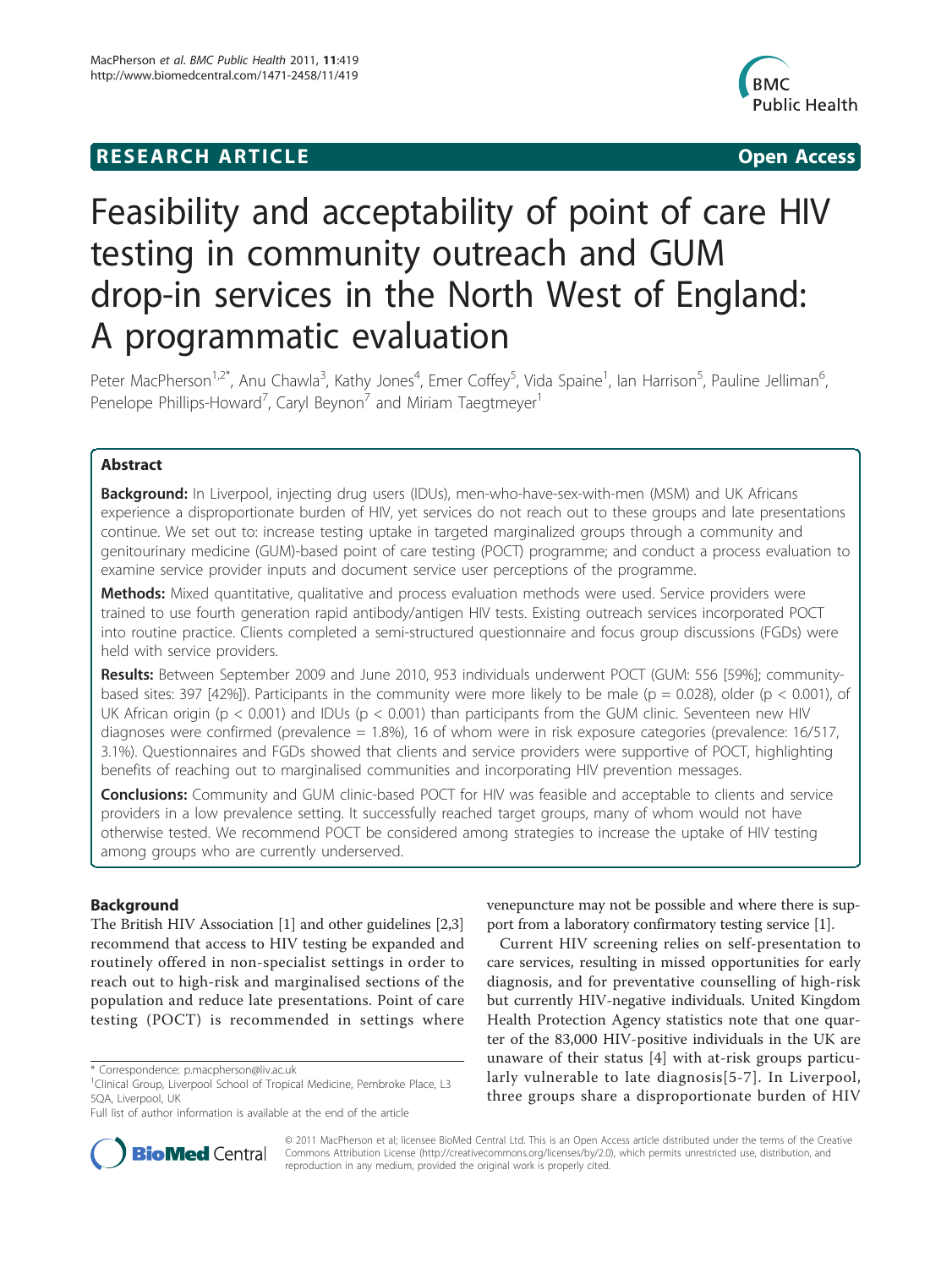**RESEARCH ARTICLE** **Open Access**

# Feasibility and acceptability of point of care HIV testing in community outreach and GUM drop-in services in the North West of England: A programmatic evaluation

Peter MacPherson[1,2*], Anu Chawla[3], Kathy Jones[4], Emer Coffey[5], Vida Spaine[1], Ian Harrison[5], Pauline Jelliman[6], Penelope Phillips-Howard[7], Caryl Beynon[7] and Miriam Taegtmeyer[1]

## Abstract

**Background:** In Liverpool, injecting drug users (IDUs), men-who-have-sex-with-men (MSM) and UK Africans experience a disproportionate burden of HIV, yet services do not reach out to these groups and late presentations continue. We set out to: increase testing uptake in targeted marginalized groups through a community and genitourinary medicine (GUM)-based point of care testing (POCT) programme; and conduct a process evaluation to examine service provider inputs and document service user perceptions of the programme.

**Methods:** Mixed quantitative, qualitative and process evaluation methods were used. Service providers were trained to use fourth generation rapid antibody/antigen HIV tests. Existing outreach services incorporated POCT into routine practice. Clients completed a semi-structured questionnaire and focus group discussions (FGDs) were held with service providers.

**Results:** Between September 2009 and June 2010, 953 individuals underwent POCT (GUM: 556 [59%]; community-based sites: 397 [42%]). Participants in the community were more likely to be male ($p = 0.028$), older ($p < 0.001$), of UK African origin ($p < 0.001$) and IDUs ($p < 0.001$) than participants from the GUM clinic. Seventeen new HIV diagnoses were confirmed (prevalence = 1.8%), 16 of whom were in risk exposure categories (prevalence: 16/517, 3.1%). Questionnaires and FGDs showed that clients and service providers were supportive of POCT, highlighting benefits of reaching out to marginalised communities and incorporating HIV prevention messages.

**Conclusions:** Community and GUM clinic-based POCT for HIV was feasible and acceptable to clients and service providers in a low prevalence setting. It successfully reached target groups, many of whom would not have otherwise tested. We recommend POCT be considered among strategies to increase the uptake of HIV testing among groups who are currently underserved.

## Background

The British HIV Association [1] and other guidelines [2,3] recommend that access to HIV testing be expanded and routinely offered in non-specialist settings in order to reach out to high-risk and marginalised sections of the population and reduce late presentations. Point of care testing (POCT) is recommended in settings where venepuncture may not be possible and where there is support from a laboratory confirmatory testing service [1].

Current HIV screening relies on self-presentation to care services, resulting in missed opportunities for early diagnosis, and for preventative counselling of high-risk but currently HIV-negative individuals. United Kingdom Health Protection Agency statistics note that one quarter of the 83,000 HIV-positive individuals in the UK are unaware of their status [4] with at-risk groups particularly vulnerable to late diagnosis[5-7]. In Liverpool, three groups share a disproportionate burden of HIV

\* Correspondence: p.macpherson@liv.ac.uk
[1]Clinical Group, Liverpool School of Tropical Medicine, Pembroke Place, L3 5QA, Liverpool, UK
Full list of author information is available at the end of the article

© 2011 MacPherson et al; licensee BioMed Central Ltd. This is an Open Access article distributed under the terms of the Creative Commons Attribution License (http://creativecommons.org/licenses/by/2.0), which permits unrestricted use, distribution, and reproduction in any medium, provided the original work is properly cited.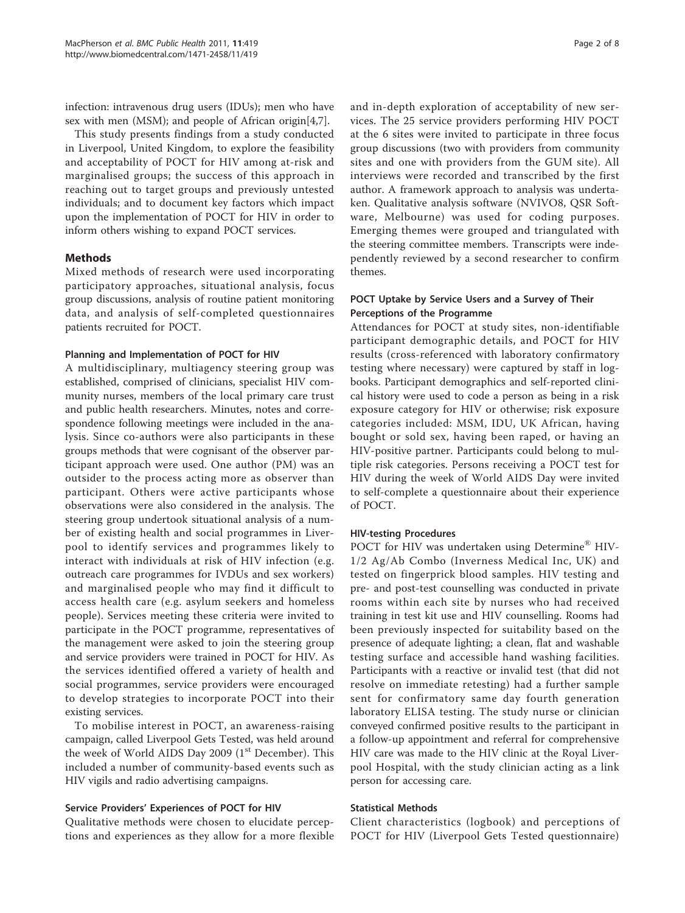infection: intravenous drug users (IDUs); men who have sex with men (MSM); and people of African origin[4,7].

This study presents findings from a study conducted in Liverpool, United Kingdom, to explore the feasibility and acceptability of POCT for HIV among at-risk and marginalised groups; the success of this approach in reaching out to target groups and previously untested individuals; and to document key factors which impact upon the implementation of POCT for HIV in order to inform others wishing to expand POCT services.

## Methods

Mixed methods of research were used incorporating participatory approaches, situational analysis, focus group discussions, analysis of routine patient monitoring data, and analysis of self-completed questionnaires patients recruited for POCT.

### Planning and Implementation of POCT for HIV

A multidisciplinary, multiagency steering group was established, comprised of clinicians, specialist HIV community nurses, members of the local primary care trust and public health researchers. Minutes, notes and correspondence following meetings were included in the analysis. Since co-authors were also participants in these groups methods that were cognisant of the observer participant approach were used. One author (PM) was an outsider to the process acting more as observer than participant. Others were active participants whose observations were also considered in the analysis. The steering group undertook situational analysis of a number of existing health and social programmes in Liverpool to identify services and programmes likely to interact with individuals at risk of HIV infection (e.g. outreach care programmes for IVDUs and sex workers) and marginalised people who may find it difficult to access health care (e.g. asylum seekers and homeless people). Services meeting these criteria were invited to participate in the POCT programme, representatives of the management were asked to join the steering group and service providers were trained in POCT for HIV. As the services identified offered a variety of health and social programmes, service providers were encouraged to develop strategies to incorporate POCT into their existing services.

To mobilise interest in POCT, an awareness-raising campaign, called Liverpool Gets Tested, was held around the week of World AIDS Day 2009 (1st December). This included a number of community-based events such as HIV vigils and radio advertising campaigns.

### Service Providers' Experiences of POCT for HIV

Qualitative methods were chosen to elucidate perceptions and experiences as they allow for a more flexible and in-depth exploration of acceptability of new services. The 25 service providers performing HIV POCT at the 6 sites were invited to participate in three focus group discussions (two with providers from community sites and one with providers from the GUM site). All interviews were recorded and transcribed by the first author. A framework approach to analysis was undertaken. Qualitative analysis software (NVIVO8, QSR Software, Melbourne) was used for coding purposes. Emerging themes were grouped and triangulated with the steering committee members. Transcripts were independently reviewed by a second researcher to confirm themes.

### POCT Uptake by Service Users and a Survey of Their Perceptions of the Programme

Attendances for POCT at study sites, non-identifiable participant demographic details, and POCT for HIV results (cross-referenced with laboratory confirmatory testing where necessary) were captured by staff in logbooks. Participant demographics and self-reported clinical history were used to code a person as being in a risk exposure category for HIV or otherwise; risk exposure categories included: MSM, IDU, UK African, having bought or sold sex, having been raped, or having an HIV-positive partner. Participants could belong to multiple risk categories. Persons receiving a POCT test for HIV during the week of World AIDS Day were invited to self-complete a questionnaire about their experience of POCT.

### HIV-testing Procedures

POCT for HIV was undertaken using Determine® HIV-1/2 Ag/Ab Combo (Inverness Medical Inc, UK) and tested on fingerprick blood samples. HIV testing and pre- and post-test counselling was conducted in private rooms within each site by nurses who had received training in test kit use and HIV counselling. Rooms had been previously inspected for suitability based on the presence of adequate lighting; a clean, flat and washable testing surface and accessible hand washing facilities. Participants with a reactive or invalid test (that did not resolve on immediate retesting) had a further sample sent for confirmatory same day fourth generation laboratory ELISA testing. The study nurse or clinician conveyed confirmed positive results to the participant in a follow-up appointment and referral for comprehensive HIV care was made to the HIV clinic at the Royal Liverpool Hospital, with the study clinician acting as a link person for accessing care.

### Statistical Methods

Client characteristics (logbook) and perceptions of POCT for HIV (Liverpool Gets Tested questionnaire)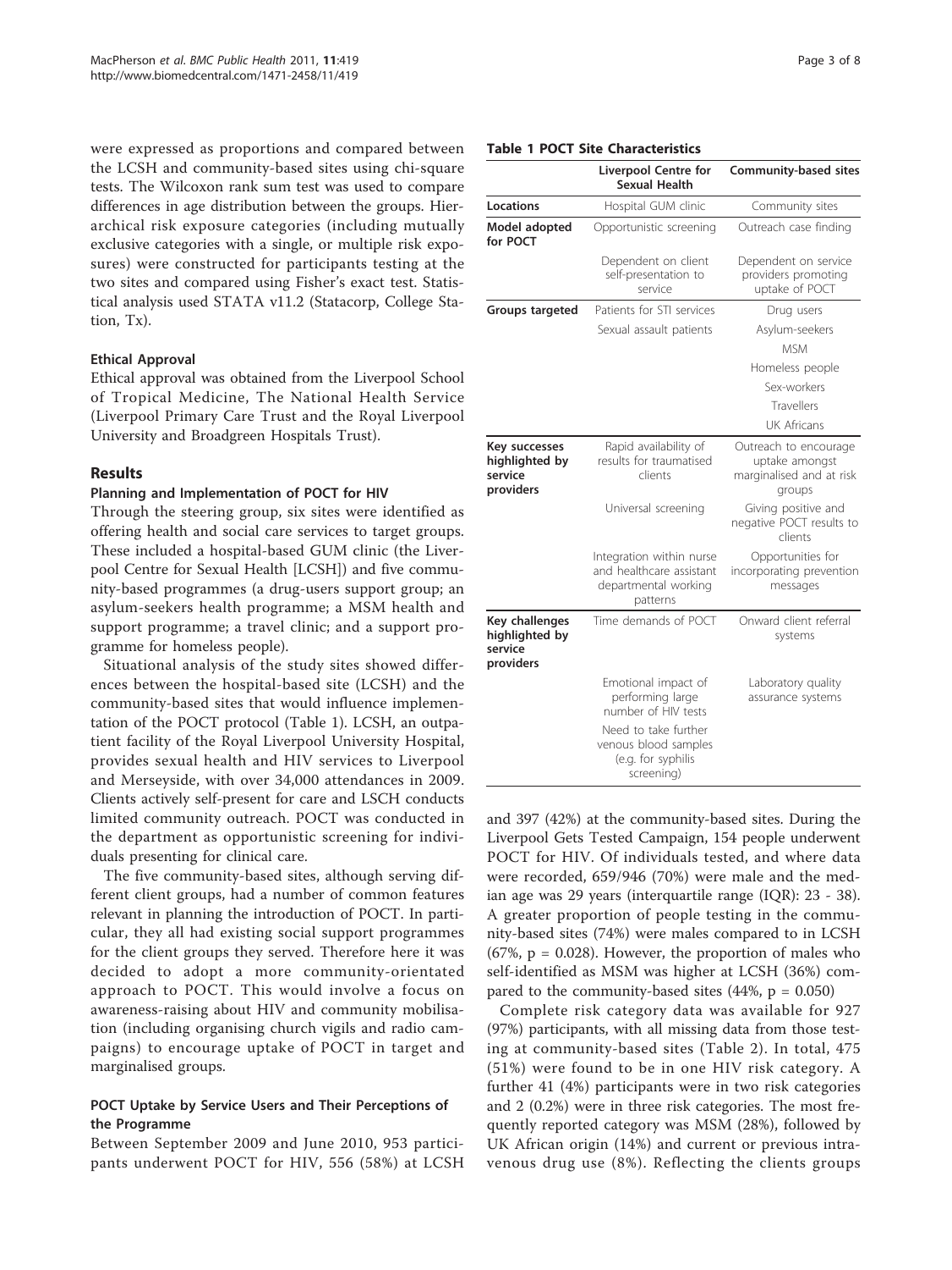were expressed as proportions and compared between the LCSH and community-based sites using chi-square tests. The Wilcoxon rank sum test was used to compare differences in age distribution between the groups. Hierarchical risk exposure categories (including mutually exclusive categories with a single, or multiple risk exposures) were constructed for participants testing at the two sites and compared using Fisher's exact test. Statistical analysis used STATA v11.2 (Statacorp, College Station, Tx).

### Ethical Approval

Ethical approval was obtained from the Liverpool School of Tropical Medicine, The National Health Service (Liverpool Primary Care Trust and the Royal Liverpool University and Broadgreen Hospitals Trust).

## Results

### Planning and Implementation of POCT for HIV

Through the steering group, six sites were identified as offering health and social care services to target groups. These included a hospital-based GUM clinic (the Liverpool Centre for Sexual Health [LCSH]) and five community-based programmes (a drug-users support group; an asylum-seekers health programme; a MSM health and support programme; a travel clinic; and a support programme for homeless people).

Situational analysis of the study sites showed differences between the hospital-based site (LCSH) and the community-based sites that would influence implementation of the POCT protocol (Table 1). LCSH, an outpatient facility of the Royal Liverpool University Hospital, provides sexual health and HIV services to Liverpool and Merseyside, with over 34,000 attendances in 2009. Clients actively self-present for care and LSCH conducts limited community outreach. POCT was conducted in the department as opportunistic screening for individuals presenting for clinical care.

The five community-based sites, although serving different client groups, had a number of common features relevant in planning the introduction of POCT. In particular, they all had existing social support programmes for the client groups they served. Therefore here it was decided to adopt a more community-orientated approach to POCT. This would involve a focus on awareness-raising about HIV and community mobilisation (including organising church vigils and radio campaigns) to encourage uptake of POCT in target and marginalised groups.

**Table 1 POCT Site Characteristics**

| | Liverpool Centre for Sexual Health | Community-based sites |
|---|---|---|
| **Locations** | Hospital GUM clinic | Community sites |
| **Model adopted for POCT** | Opportunistic screening | Outreach case finding |
| | Dependent on client self-presentation to service | Dependent on service providers promoting uptake of POCT |
| **Groups targeted** | Patients for STI services | Drug users |
| | Sexual assault patients | Asylum-seekers |
| | | MSM |
| | | Homeless people |
| | | Sex-workers |
| | | Travellers |
| | | UK Africans |
| **Key successes highlighted by service providers** | Rapid availability of results for traumatised clients | Outreach to encourage uptake amongst marginalised and at risk groups |
| | Universal screening | Giving positive and negative POCT results to clients |
| | Integration within nurse and healthcare assistant departmental working patterns | Opportunities for incorporating prevention messages |
| **Key challenges highlighted by service providers** | Time demands of POCT | Onward client referral systems |
| | Emotional impact of performing large number of HIV tests | Laboratory quality assurance systems |
| | Need to take further venous blood samples (e.g. for syphilis screening) | |

### POCT Uptake by Service Users and Their Perceptions of the Programme

Between September 2009 and June 2010, 953 participants underwent POCT for HIV, 556 (58%) at LCSH and 397 (42%) at the community-based sites. During the Liverpool Gets Tested Campaign, 154 people underwent POCT for HIV. Of individuals tested, and where data were recorded, 659/946 (70%) were male and the median age was 29 years (interquartile range (IQR): 23 - 38). A greater proportion of people testing in the community-based sites (74%) were males compared to in LCSH (67%, $p = 0.028$). However, the proportion of males who self-identified as MSM was higher at LCSH (36%) compared to the community-based sites (44%, $p = 0.050$)

Complete risk category data was available for 927 (97%) participants, with all missing data from those testing at community-based sites (Table 2). In total, 475 (51%) were found to be in one HIV risk category. A further 41 (4%) participants were in two risk categories and 2 (0.2%) were in three risk categories. The most frequently reported category was MSM (28%), followed by UK African origin (14%) and current or previous intravenous drug use (8%). Reflecting the clients groups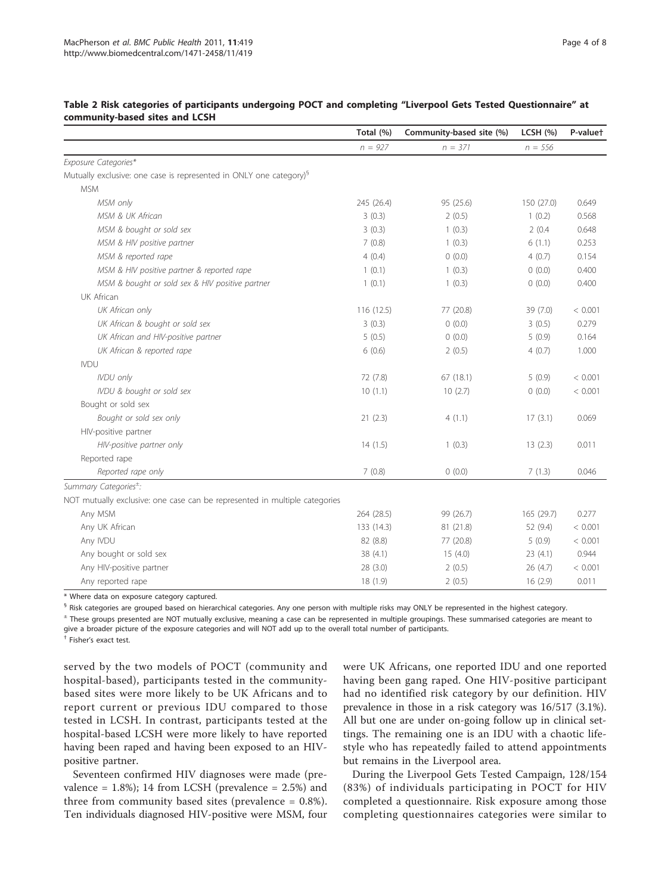**Table 2 Risk categories of participants undergoing POCT and completing "Liverpool Gets Tested Questionnaire" at community-based sites and LCSH**

| | Total (%) | Community-based site (%) | LCSH (%) | P-value† |
|---|---|---|---|---|
| | n = 927 | n = 371 | n = 556 | |
| *Exposure Categories** | | | | |
| Mutually exclusive: one case is represented in ONLY one category)§ | | | | |
| MSM | | | | |
| *MSM only* | 245 (26.4) | 95 (25.6) | 150 (27.0) | 0.649 |
| *MSM & UK African* | 3 (0.3) | 2 (0.5) | 1 (0.2) | 0.568 |
| *MSM & bought or sold sex* | 3 (0.3) | 1 (0.3) | 2 (0.4 | 0.648 |
| *MSM & HIV positive partner* | 7 (0.8) | 1 (0.3) | 6 (1.1) | 0.253 |
| *MSM & reported rape* | 4 (0.4) | 0 (0.0) | 4 (0.7) | 0.154 |
| *MSM & HIV positive partner & reported rape* | 1 (0.1) | 1 (0.3) | 0 (0.0) | 0.400 |
| *MSM & bought or sold sex & HIV positive partner* | 1 (0.1) | 1 (0.3) | 0 (0.0) | 0.400 |
| UK African | | | | |
| *UK African only* | 116 (12.5) | 77 (20.8) | 39 (7.0) | < 0.001 |
| *UK African & bought or sold sex* | 3 (0.3) | 0 (0.0) | 3 (0.5) | 0.279 |
| *UK African and HIV-positive partner* | 5 (0.5) | 0 (0.0) | 5 (0.9) | 0.164 |
| *UK African & reported rape* | 6 (0.6) | 2 (0.5) | 4 (0.7) | 1.000 |
| IVDU | | | | |
| *IVDU only* | 72 (7.8) | 67 (18.1) | 5 (0.9) | < 0.001 |
| *IVDU & bought or sold sex* | 10 (1.1) | 10 (2.7) | 0 (0.0) | < 0.001 |
| Bought or sold sex | | | | |
| *Bought or sold sex only* | 21 (2.3) | 4 (1.1) | 17 (3.1) | 0.069 |
| HIV-positive partner | | | | |
| *HIV-positive partner only* | 14 (1.5) | 1 (0.3) | 13 (2.3) | 0.011 |
| Reported rape | | | | |
| *Reported rape only* | 7 (0.8) | 0 (0.0) | 7 (1.3) | 0.046 |
| *Summary Categories±:* | | | | |
| NOT mutually exclusive: one case can be represented in multiple categories | | | | |
| Any MSM | 264 (28.5) | 99 (26.7) | 165 (29.7) | 0.277 |
| Any UK African | 133 (14.3) | 81 (21.8) | 52 (9.4) | < 0.001 |
| Any IVDU | 82 (8.8) | 77 (20.8) | 5 (0.9) | < 0.001 |
| Any bought or sold sex | 38 (4.1) | 15 (4.0) | 23 (4.1) | 0.944 |
| Any HIV-positive partner | 28 (3.0) | 2 (0.5) | 26 (4.7) | < 0.001 |
| Any reported rape | 18 (1.9) | 2 (0.5) | 16 (2.9) | 0.011 |

\* Where data on exposure category captured.

§ Risk categories are grouped based on hierarchical categories. Any one person with multiple risks may ONLY be represented in the highest category.

± These groups presented are NOT mutually exclusive, meaning a case can be represented in multiple groupings. These summarised categories are meant to give a broader picture of the exposure categories and will NOT add up to the overall total number of participants.

† Fisher's exact test.

served by the two models of POCT (community and hospital-based), participants tested in the community-based sites were more likely to be UK Africans and to report current or previous IDU compared to those tested in LCSH. In contrast, participants tested at the hospital-based LCSH were more likely to have reported having been raped and having been exposed to an HIV-positive partner.

Seventeen confirmed HIV diagnoses were made (prevalence = 1.8%); 14 from LCSH (prevalence = 2.5%) and three from community based sites (prevalence = 0.8%). Ten individuals diagnosed HIV-positive were MSM, four were UK Africans, one reported IDU and one reported having been gang raped. One HIV-positive participant had no identified risk category by our definition. HIV prevalence in those in a risk category was 16/517 (3.1%). All but one are under on-going follow up in clinical settings. The remaining one is an IDU with a chaotic lifestyle who has repeatedly failed to attend appointments but remains in the Liverpool area.

During the Liverpool Gets Tested Campaign, 128/154 (83%) of individuals participating in POCT for HIV completed a questionnaire. Risk exposure among those completing questionnaires categories were similar to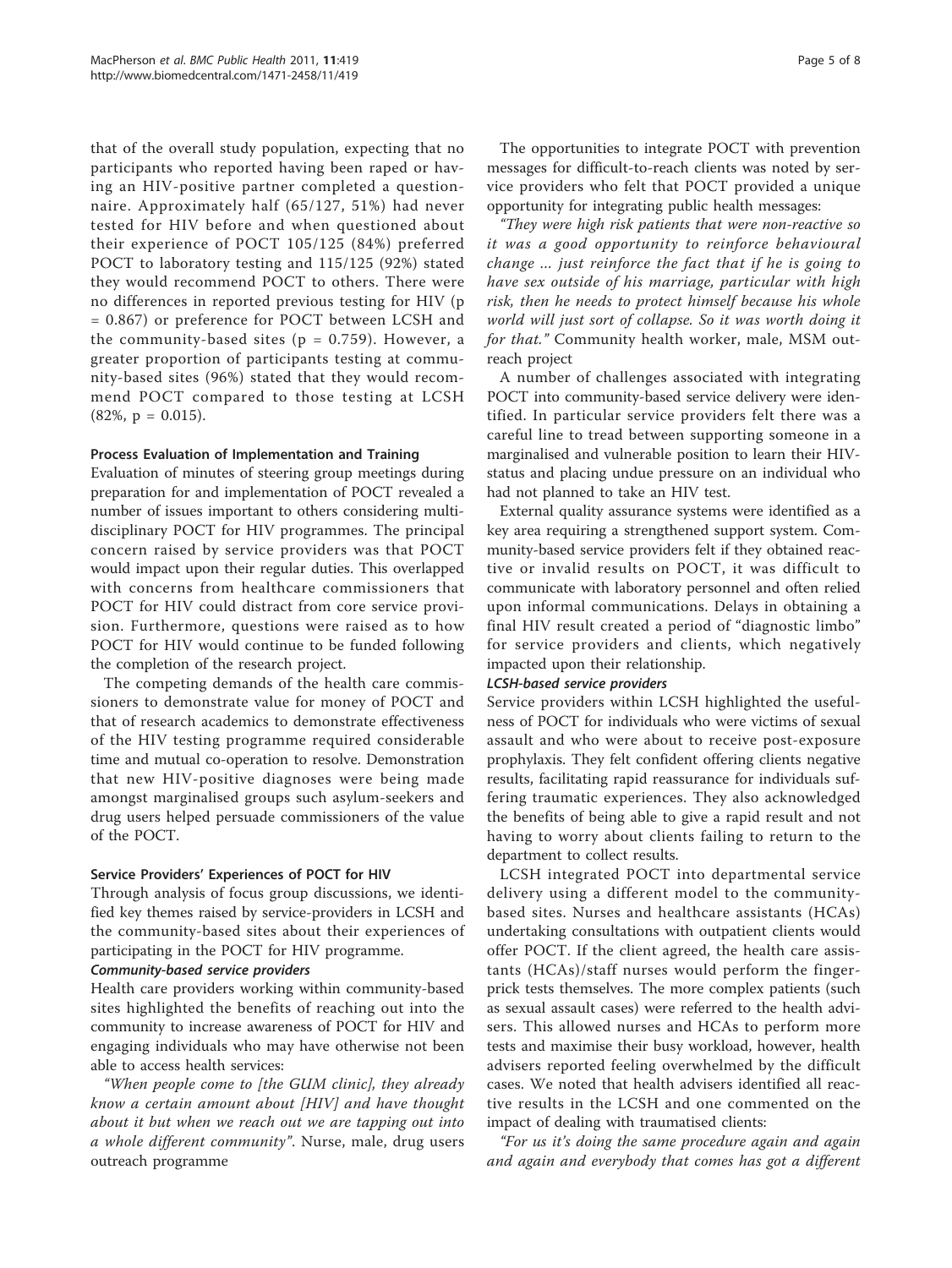that of the overall study population, expecting that no participants who reported having been raped or having an HIV-positive partner completed a questionnaire. Approximately half (65/127, 51%) had never tested for HIV before and when questioned about their experience of POCT 105/125 (84%) preferred POCT to laboratory testing and 115/125 (92%) stated they would recommend POCT to others. There were no differences in reported previous testing for HIV ($p = 0.867$) or preference for POCT between LCSH and the community-based sites ($p = 0.759$). However, a greater proportion of participants testing at community-based sites (96%) stated that they would recommend POCT compared to those testing at LCSH (82%, $p = 0.015$).

### Process Evaluation of Implementation and Training

Evaluation of minutes of steering group meetings during preparation for and implementation of POCT revealed a number of issues important to others considering multidisciplinary POCT for HIV programmes. The principal concern raised by service providers was that POCT would impact upon their regular duties. This overlapped with concerns from healthcare commissioners that POCT for HIV could distract from core service provision. Furthermore, questions were raised as to how POCT for HIV would continue to be funded following the completion of the research project.

The competing demands of the health care commissioners to demonstrate value for money of POCT and that of research academics to demonstrate effectiveness of the HIV testing programme required considerable time and mutual co-operation to resolve. Demonstration that new HIV-positive diagnoses were being made amongst marginalised groups such asylum-seekers and drug users helped persuade commissioners of the value of the POCT.

### Service Providers' Experiences of POCT for HIV

Through analysis of focus group discussions, we identified key themes raised by service-providers in LCSH and the community-based sites about their experiences of participating in the POCT for HIV programme.

#### *Community-based service providers*

Health care providers working within community-based sites highlighted the benefits of reaching out into the community to increase awareness of POCT for HIV and engaging individuals who may have otherwise not been able to access health services:

*"When people come to [the GUM clinic], they already know a certain amount about [HIV] and have thought about it but when we reach out we are tapping out into a whole different community".* Nurse, male, drug users outreach programme

The opportunities to integrate POCT with prevention messages for difficult-to-reach clients was noted by service providers who felt that POCT provided a unique opportunity for integrating public health messages:

*"They were high risk patients that were non-reactive so it was a good opportunity to reinforce behavioural change ... just reinforce the fact that if he is going to have sex outside of his marriage, particular with high risk, then he needs to protect himself because his whole world will just sort of collapse. So it was worth doing it for that."* Community health worker, male, MSM outreach project

A number of challenges associated with integrating POCT into community-based service delivery were identified. In particular service providers felt there was a careful line to tread between supporting someone in a marginalised and vulnerable position to learn their HIV-status and placing undue pressure on an individual who had not planned to take an HIV test.

External quality assurance systems were identified as a key area requiring a strengthened support system. Community-based service providers felt if they obtained reactive or invalid results on POCT, it was difficult to communicate with laboratory personnel and often relied upon informal communications. Delays in obtaining a final HIV result created a period of "diagnostic limbo" for service providers and clients, which negatively impacted upon their relationship.

#### *LCSH-based service providers*

Service providers within LCSH highlighted the usefulness of POCT for individuals who were victims of sexual assault and who were about to receive post-exposure prophylaxis. They felt confident offering clients negative results, facilitating rapid reassurance for individuals suffering traumatic experiences. They also acknowledged the benefits of being able to give a rapid result and not having to worry about clients failing to return to the department to collect results.

LCSH integrated POCT into departmental service delivery using a different model to the community-based sites. Nurses and healthcare assistants (HCAs) undertaking consultations with outpatient clients would offer POCT. If the client agreed, the health care assistants (HCAs)/staff nurses would perform the finger-prick tests themselves. The more complex patients (such as sexual assault cases) were referred to the health advisers. This allowed nurses and HCAs to perform more tests and maximise their busy workload, however, health advisers reported feeling overwhelmed by the difficult cases. We noted that health advisers identified all reactive results in the LCSH and one commented on the impact of dealing with traumatised clients:

*"For us it's doing the same procedure again and again and again and everybody that comes has got a different*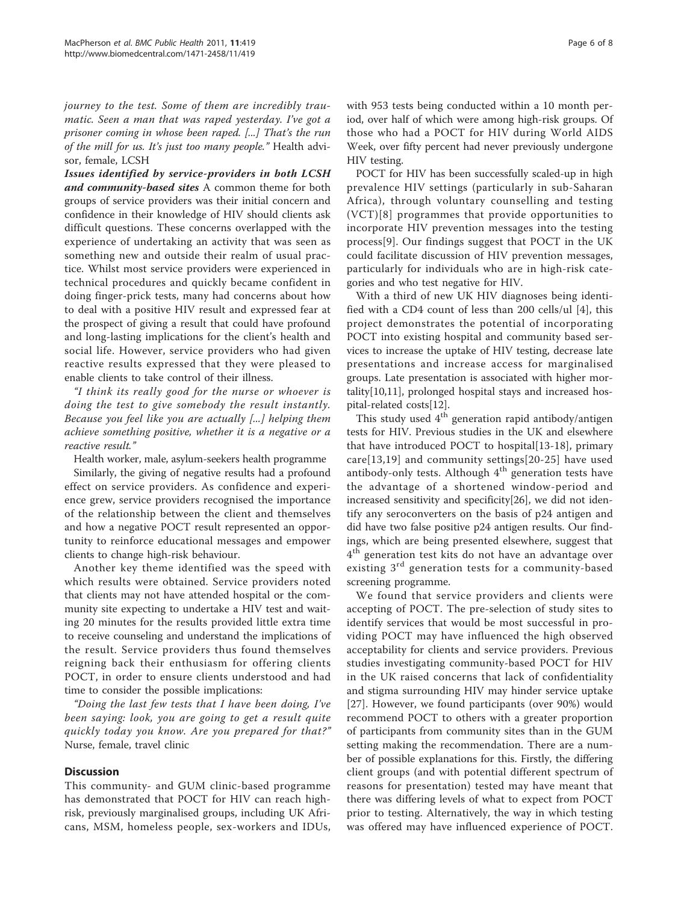*journey to the test. Some of them are incredibly traumatic. Seen a man that was raped yesterday. I've got a prisoner coming in whose been raped. [...] That's the run of the mill for us. It's just too many people."* Health advisor, female, LCSH

***Issues identified by service-providers in both LCSH and community-based sites*** A common theme for both groups of service providers was their initial concern and confidence in their knowledge of HIV should clients ask difficult questions. These concerns overlapped with the experience of undertaking an activity that was seen as something new and outside their realm of usual practice. Whilst most service providers were experienced in technical procedures and quickly became confident in doing finger-prick tests, many had concerns about how to deal with a positive HIV result and expressed fear at the prospect of giving a result that could have profound and long-lasting implications for the client's health and social life. However, service providers who had given reactive results expressed that they were pleased to enable clients to take control of their illness.

*"I think its really good for the nurse or whoever is doing the test to give somebody the result instantly. Because you feel like you are actually [...] helping them achieve something positive, whether it is a negative or a reactive result."*

Health worker, male, asylum-seekers health programme

Similarly, the giving of negative results had a profound effect on service providers. As confidence and experience grew, service providers recognised the importance of the relationship between the client and themselves and how a negative POCT result represented an opportunity to reinforce educational messages and empower clients to change high-risk behaviour.

Another key theme identified was the speed with which results were obtained. Service providers noted that clients may not have attended hospital or the community site expecting to undertake a HIV test and waiting 20 minutes for the results provided little extra time to receive counseling and understand the implications of the result. Service providers thus found themselves reigning back their enthusiasm for offering clients POCT, in order to ensure clients understood and had time to consider the possible implications:

*"Doing the last few tests that I have been doing, I've been saying: look, you are going to get a result quite quickly today you know. Are you prepared for that?"* Nurse, female, travel clinic

## Discussion

This community- and GUM clinic-based programme has demonstrated that POCT for HIV can reach high-risk, previously marginalised groups, including UK Africans, MSM, homeless people, sex-workers and IDUs, with 953 tests being conducted within a 10 month period, over half of which were among high-risk groups. Of those who had a POCT for HIV during World AIDS Week, over fifty percent had never previously undergone HIV testing.

POCT for HIV has been successfully scaled-up in high prevalence HIV settings (particularly in sub-Saharan Africa), through voluntary counselling and testing (VCT)[8] programmes that provide opportunities to incorporate HIV prevention messages into the testing process[9]. Our findings suggest that POCT in the UK could facilitate discussion of HIV prevention messages, particularly for individuals who are in high-risk categories and who test negative for HIV.

With a third of new UK HIV diagnoses being identified with a CD4 count of less than 200 cells/ul [4], this project demonstrates the potential of incorporating POCT into existing hospital and community based services to increase the uptake of HIV testing, decrease late presentations and increase access for marginalised groups. Late presentation is associated with higher mortality[10,11], prolonged hospital stays and increased hospital-related costs[12].

This study used 4th generation rapid antibody/antigen tests for HIV. Previous studies in the UK and elsewhere that have introduced POCT to hospital[13-18], primary care[13,19] and community settings[20-25] have used antibody-only tests. Although 4th generation tests have the advantage of a shortened window-period and increased sensitivity and specificity[26], we did not identify any seroconverters on the basis of p24 antigen and did have two false positive p24 antigen results. Our findings, which are being presented elsewhere, suggest that 4th generation test kits do not have an advantage over existing 3rd generation tests for a community-based screening programme.

We found that service providers and clients were accepting of POCT. The pre-selection of study sites to identify services that would be most successful in providing POCT may have influenced the high observed acceptability for clients and service providers. Previous studies investigating community-based POCT for HIV in the UK raised concerns that lack of confidentiality and stigma surrounding HIV may hinder service uptake [27]. However, we found participants (over 90%) would recommend POCT to others with a greater proportion of participants from community sites than in the GUM setting making the recommendation. There are a number of possible explanations for this. Firstly, the differing client groups (and with potential different spectrum of reasons for presentation) tested may have meant that there was differing levels of what to expect from POCT prior to testing. Alternatively, the way in which testing was offered may have influenced experience of POCT.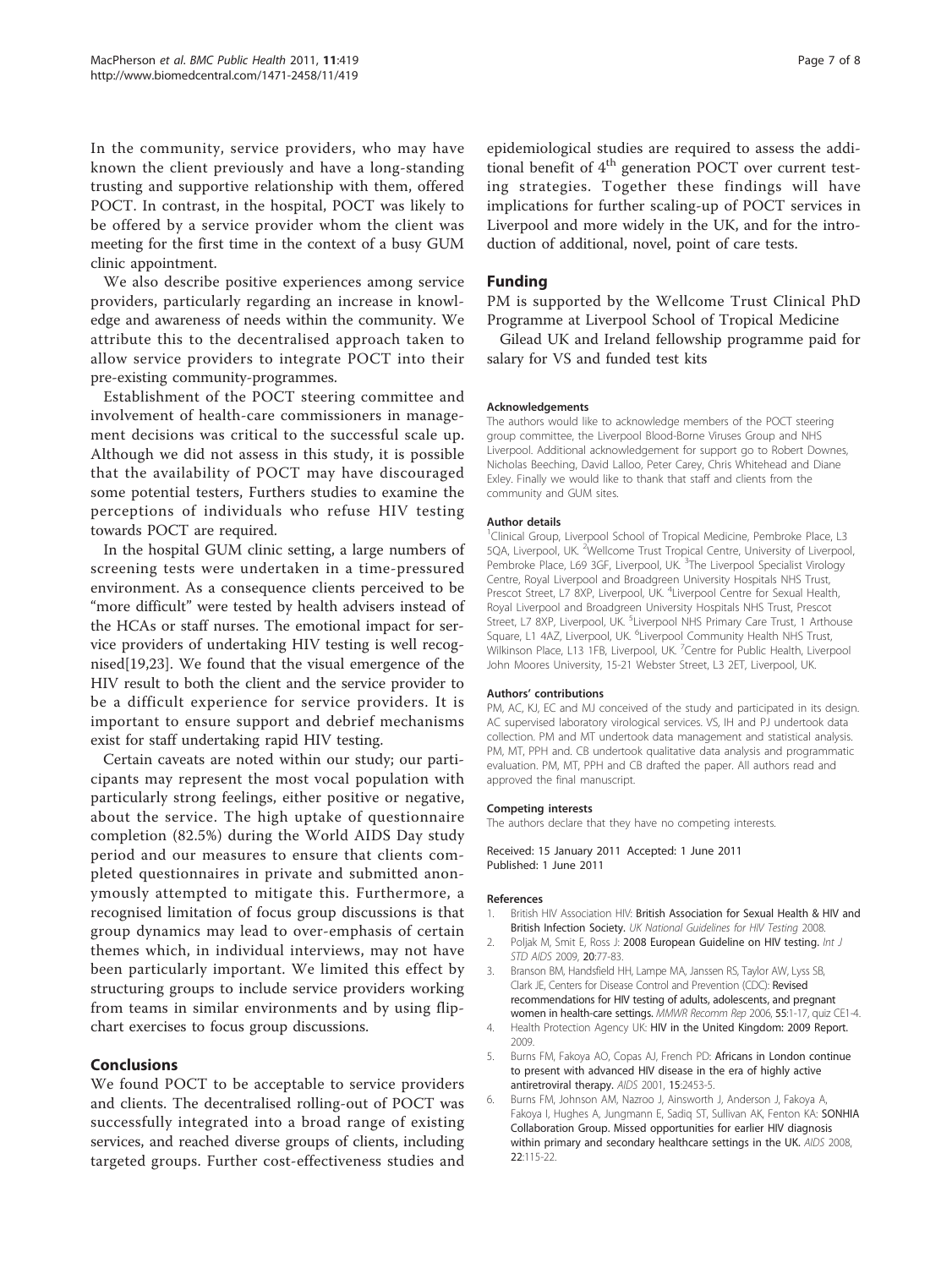In the community, service providers, who may have known the client previously and have a long-standing trusting and supportive relationship with them, offered POCT. In contrast, in the hospital, POCT was likely to be offered by a service provider whom the client was meeting for the first time in the context of a busy GUM clinic appointment.

We also describe positive experiences among service providers, particularly regarding an increase in knowledge and awareness of needs within the community. We attribute this to the decentralised approach taken to allow service providers to integrate POCT into their pre-existing community-programmes.

Establishment of the POCT steering committee and involvement of health-care commissioners in management decisions was critical to the successful scale up. Although we did not assess in this study, it is possible that the availability of POCT may have discouraged some potential testers, Furthers studies to examine the perceptions of individuals who refuse HIV testing towards POCT are required.

In the hospital GUM clinic setting, a large numbers of screening tests were undertaken in a time-pressured environment. As a consequence clients perceived to be "more difficult" were tested by health advisers instead of the HCAs or staff nurses. The emotional impact for service providers of undertaking HIV testing is well recognised[19,23]. We found that the visual emergence of the HIV result to both the client and the service provider to be a difficult experience for service providers. It is important to ensure support and debrief mechanisms exist for staff undertaking rapid HIV testing.

Certain caveats are noted within our study; our participants may represent the most vocal population with particularly strong feelings, either positive or negative, about the service. The high uptake of questionnaire completion (82.5%) during the World AIDS Day study period and our measures to ensure that clients completed questionnaires in private and submitted anonymously attempted to mitigate this. Furthermore, a recognised limitation of focus group discussions is that group dynamics may lead to over-emphasis of certain themes which, in individual interviews, may not have been particularly important. We limited this effect by structuring groups to include service providers working from teams in similar environments and by using flip-chart exercises to focus group discussions.

## Conclusions

We found POCT to be acceptable to service providers and clients. The decentralised rolling-out of POCT was successfully integrated into a broad range of existing services, and reached diverse groups of clients, including targeted groups. Further cost-effectiveness studies and epidemiological studies are required to assess the additional benefit of 4$^{th}$ generation POCT over current testing strategies. Together these findings will have implications for further scaling-up of POCT services in Liverpool and more widely in the UK, and for the introduction of additional, novel, point of care tests.

## Funding

PM is supported by the Wellcome Trust Clinical PhD Programme at Liverpool School of Tropical Medicine

Gilead UK and Ireland fellowship programme paid for salary for VS and funded test kits

#### Acknowledgements

The authors would like to acknowledge members of the POCT steering group committee, the Liverpool Blood-Borne Viruses Group and NHS Liverpool. Additional acknowledgement for support go to Robert Downes, Nicholas Beeching, David Lalloo, Peter Carey, Chris Whitehead and Diane Exley. Finally we would like to thank that staff and clients from the community and GUM sites.

#### Author details

[1]Clinical Group, Liverpool School of Tropical Medicine, Pembroke Place, L3 5QA, Liverpool, UK. [2]Wellcome Trust Tropical Centre, University of Liverpool, Pembroke Place, L69 3GF, Liverpool, UK. [3]The Liverpool Specialist Virology Centre, Royal Liverpool and Broadgreen University Hospitals NHS Trust, Prescot Street, L7 8XP, Liverpool, UK. [4]Liverpool Centre for Sexual Health, Royal Liverpool and Broadgreen University Hospitals NHS Trust, Prescot Street, L7 8XP, Liverpool, UK. [5]Liverpool NHS Primary Care Trust, 1 Arthouse Square, L1 4AZ, Liverpool, UK. [6]Liverpool Community Health NHS Trust, Wilkinson Place, L13 1FB, Liverpool, UK. [7]Centre for Public Health, Liverpool John Moores University, 15-21 Webster Street, L3 2ET, Liverpool, UK.

#### Authors' contributions

PM, AC, KJ, EC and MJ conceived of the study and participated in its design. AC supervised laboratory virological services. VS, IH and PJ undertook data collection. PM and MT undertook data management and statistical analysis. PM, MT, PPH and. CB undertook qualitative data analysis and programmatic evaluation. PM, MT, PPH and CB drafted the paper. All authors read and approved the final manuscript.

#### Competing interests

The authors declare that they have no competing interests.

Received: 15 January 2011 Accepted: 1 June 2011
Published: 1 June 2011

#### References

1. British HIV Association HIV: **British Association for Sexual Health & HIV and British Infection Society.** *UK National Guidelines for HIV Testing* 2008.
2. Poljak M, Smit E, Ross J: **2008 European Guideline on HIV testing.** *Int J STD AIDS* 2009, **20**:77-83.
3. Branson BM, Handsfield HH, Lampe MA, Janssen RS, Taylor AW, Lyss SB, Clark JE, Centers for Disease Control and Prevention (CDC): **Revised recommendations for HIV testing of adults, adolescents, and pregnant women in health-care settings.** *MMWR Recomm Rep* 2006, **55**:1-17, quiz CE1-4.
4. Health Protection Agency UK: **HIV in the United Kingdom: 2009 Report.** 2009.
5. Burns FM, Fakoya AO, Copas AJ, French PD: **Africans in London continue to present with advanced HIV disease in the era of highly active antiretroviral therapy.** *AIDS* 2001, **15**:2453-5.
6. Burns FM, Johnson AM, Nazroo J, Ainsworth J, Anderson J, Fakoya A, Fakoya I, Hughes A, Jungmann E, Sadiq ST, Sullivan AK, Fenton KA: **SONHIA Collaboration Group. Missed opportunities for earlier HIV diagnosis within primary and secondary healthcare settings in the UK.** *AIDS* 2008, **22**:115-22.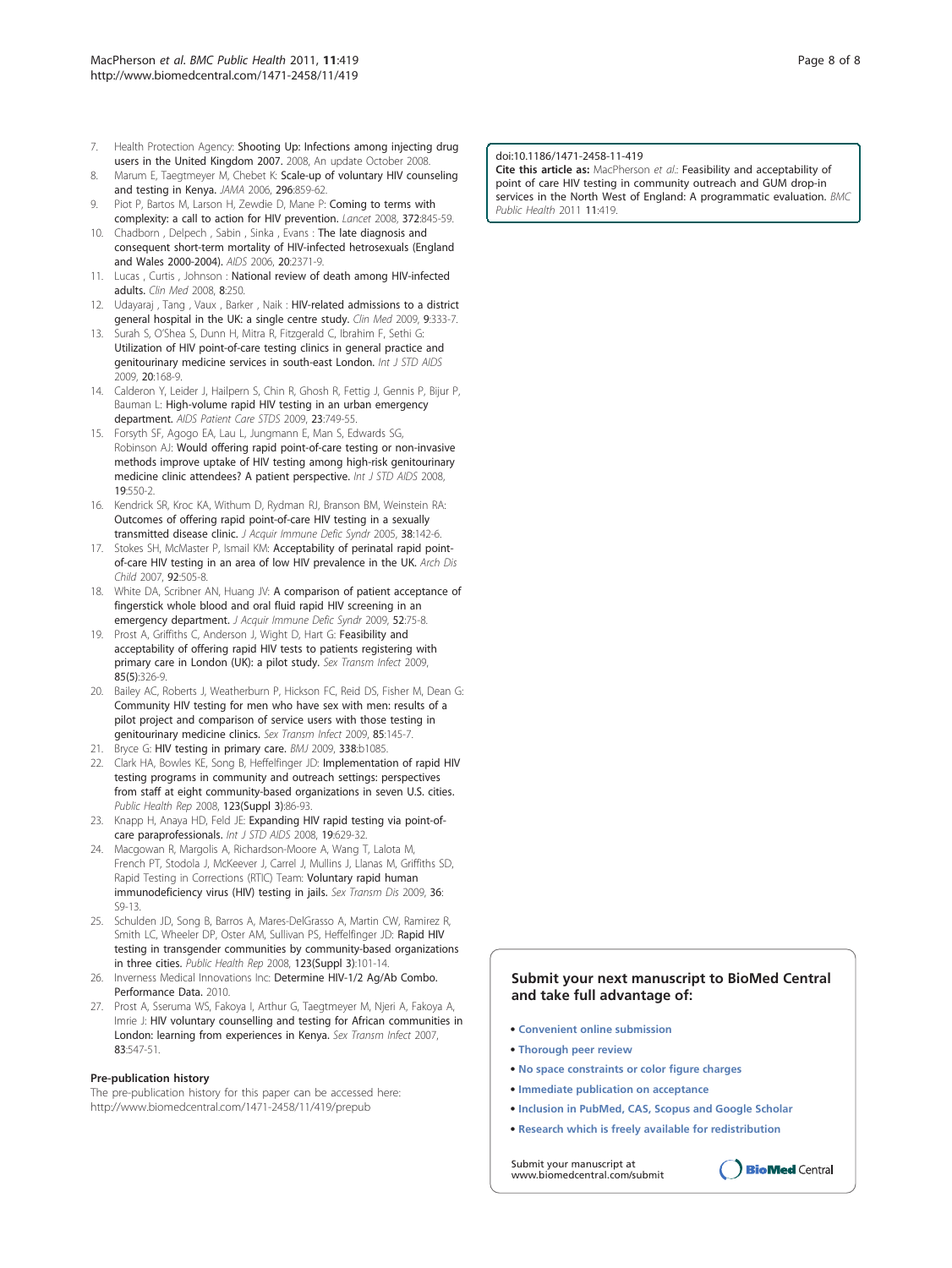7. Health Protection Agency: **Shooting Up: Infections among injecting drug users in the United Kingdom 2007.** 2008, An update October 2008.
8. Marum E, Taegtmeyer M, Chebet K: **Scale-up of voluntary HIV counseling and testing in Kenya.** *JAMA* 2006, **296**:859-62.
9. Piot P, Bartos M, Larson H, Zewdie D, Mane P: **Coming to terms with complexity: a call to action for HIV prevention.** *Lancet* 2008, **372**:845-59.
10. Chadborn , Delpech , Sabin , Sinka , Evans : **The late diagnosis and consequent short-term mortality of HIV-infected hetrosexuals (England and Wales 2000-2004).** *AIDS* 2006, **20**:2371-9.
11. Lucas , Curtis , Johnson : **National review of death among HIV-infected adults.** *Clin Med* 2008, **8**:250.
12. Udayaraj , Tang , Vaux , Barker , Naik : **HIV-related admissions to a district general hospital in the UK: a single centre study.** *Clin Med* 2009, **9**:333-7.
13. Surah S, O'Shea S, Dunn H, Mitra R, Fitzgerald C, Ibrahim F, Sethi G: **Utilization of HIV point-of-care testing clinics in general practice and genitourinary medicine services in south-east London.** *Int J STD AIDS* 2009, **20**:168-9.
14. Calderon Y, Leider J, Hailpern S, Chin R, Ghosh R, Fettig J, Gennis P, Bijur P, Bauman L: **High-volume rapid HIV testing in an urban emergency department.** *AIDS Patient Care STDS* 2009, **23**:749-55.
15. Forsyth SF, Agogo EA, Lau L, Jungmann E, Man S, Edwards SG, Robinson AJ: **Would offering rapid point-of-care testing or non-invasive methods improve uptake of HIV testing among high-risk genitourinary medicine clinic attendees? A patient perspective.** *Int J STD AIDS* 2008, **19**:550-2.
16. Kendrick SR, Kroc KA, Withum D, Rydman RJ, Branson BM, Weinstein RA: **Outcomes of offering rapid point-of-care HIV testing in a sexually transmitted disease clinic.** *J Acquir Immune Defic Syndr* 2005, **38**:142-6.
17. Stokes SH, McMaster P, Ismail KM: **Acceptability of perinatal rapid point-of-care HIV testing in an area of low HIV prevalence in the UK.** *Arch Dis Child* 2007, **92**:505-8.
18. White DA, Scribner AN, Huang JV: **A comparison of patient acceptance of fingerstick whole blood and oral fluid rapid HIV screening in an emergency department.** *J Acquir Immune Defic Syndr* 2009, **52**:75-8.
19. Prost A, Griffiths C, Anderson J, Wight D, Hart G: **Feasibility and acceptability of offering rapid HIV tests to patients registering with primary care in London (UK): a pilot study.** *Sex Transm Infect* 2009, **85(5)**:326-9.
20. Bailey AC, Roberts J, Weatherburn P, Hickson FC, Reid DS, Fisher M, Dean G: **Community HIV testing for men who have sex with men: results of a pilot project and comparison of service users with those testing in genitourinary medicine clinics.** *Sex Transm Infect* 2009, **85**:145-7.
21. Bryce G: **HIV testing in primary care.** *BMJ* 2009, **338**:b1085.
22. Clark HA, Bowles KE, Song B, Heffelfinger JD: **Implementation of rapid HIV testing programs in community and outreach settings: perspectives from staff at eight community-based organizations in seven U.S. cities.** *Public Health Rep* 2008, **123(Suppl 3)**:86-93.
23. Knapp H, Anaya HD, Feld JE: **Expanding HIV rapid testing via point-of-care paraprofessionals.** *Int J STD AIDS* 2008, **19**:629-32.
24. Macgowan R, Margolis A, Richardson-Moore A, Wang T, Lalota M, French PT, Stodola J, McKeever J, Carrel J, Mullins J, Llanas M, Griffiths SD, Rapid Testing in Corrections (RTIC) Team: **Voluntary rapid human immunodeficiency virus (HIV) testing in jails.** *Sex Transm Dis* 2009, **36**: S9-13.
25. Schulden JD, Song B, Barros A, Mares-DelGrasso A, Martin CW, Ramirez R, Smith LC, Wheeler DP, Oster AM, Sullivan PS, Heffelfinger JD: **Rapid HIV testing in transgender communities by community-based organizations in three cities.** *Public Health Rep* 2008, **123(Suppl 3)**:101-14.
26. Inverness Medical Innovations Inc: **Determine HIV-1/2 Ag/Ab Combo. Performance Data.** 2010.
27. Prost A, Sseruma WS, Fakoya I, Arthur G, Taegtmeyer M, Njeri A, Fakoya A, Imrie J: **HIV voluntary counselling and testing for African communities in London: learning from experiences in Kenya.** *Sex Transm Infect* 2007, **83**:547-51.

### Pre-publication history

The pre-publication history for this paper can be accessed here: http://www.biomedcentral.com/1471-2458/11/419/prepub

doi:10.1186/1471-2458-11-419

**Cite this article as:** MacPherson *et al.*: Feasibility and acceptability of point of care HIV testing in community outreach and GUM drop-in services in the North West of England: A programmatic evaluation. *BMC Public Health* 2011 11:419.

**Submit your next manuscript to BioMed Central and take full advantage of:**

- **Convenient online submission**
- **Thorough peer review**
- **No space constraints or color figure charges**
- **Immediate publication on acceptance**
- **Inclusion in PubMed, CAS, Scopus and Google Scholar**
- **Research which is freely available for redistribution**

Submit your manuscript at www.biomedcentral.com/submit

BioMed Central